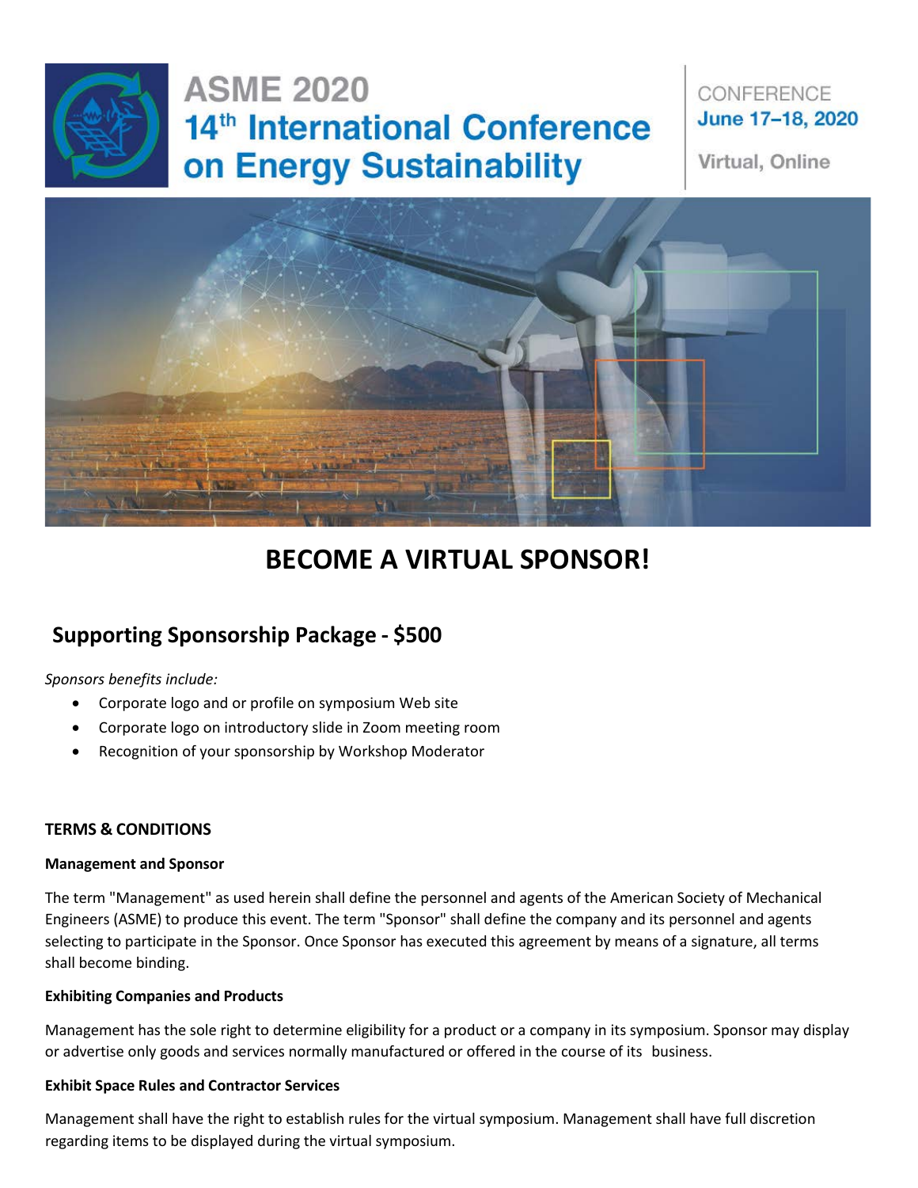# ASME 2020 14th International Conference on Energy Sustainability

CONFERENCE
**June 17–18, 2020**

Virtual, Online

## BECOME A VIRTUAL SPONSOR!

## Supporting Sponsorship Package - $500

*Sponsors benefits include:*

- Corporate logo and or profile on symposium Web site
- Corporate logo on introductory slide in Zoom meeting room
- Recognition of your sponsorship by Workshop Moderator

**TERMS & CONDITIONS**

**Management and Sponsor**

The term "Management" as used herein shall define the personnel and agents of the American Society of Mechanical Engineers (ASME) to produce this event. The term "Sponsor" shall define the company and its personnel and agents selecting to participate in the Sponsor. Once Sponsor has executed this agreement by means of a signature, all terms shall become binding.

**Exhibiting Companies and Products**

Management has the sole right to determine eligibility for a product or a company in its symposium. Sponsor may display or advertise only goods and services normally manufactured or offered in the course of its business.

**Exhibit Space Rules and Contractor Services**

Management shall have the right to establish rules for the virtual symposium. Management shall have full discretion regarding items to be displayed during the virtual symposium.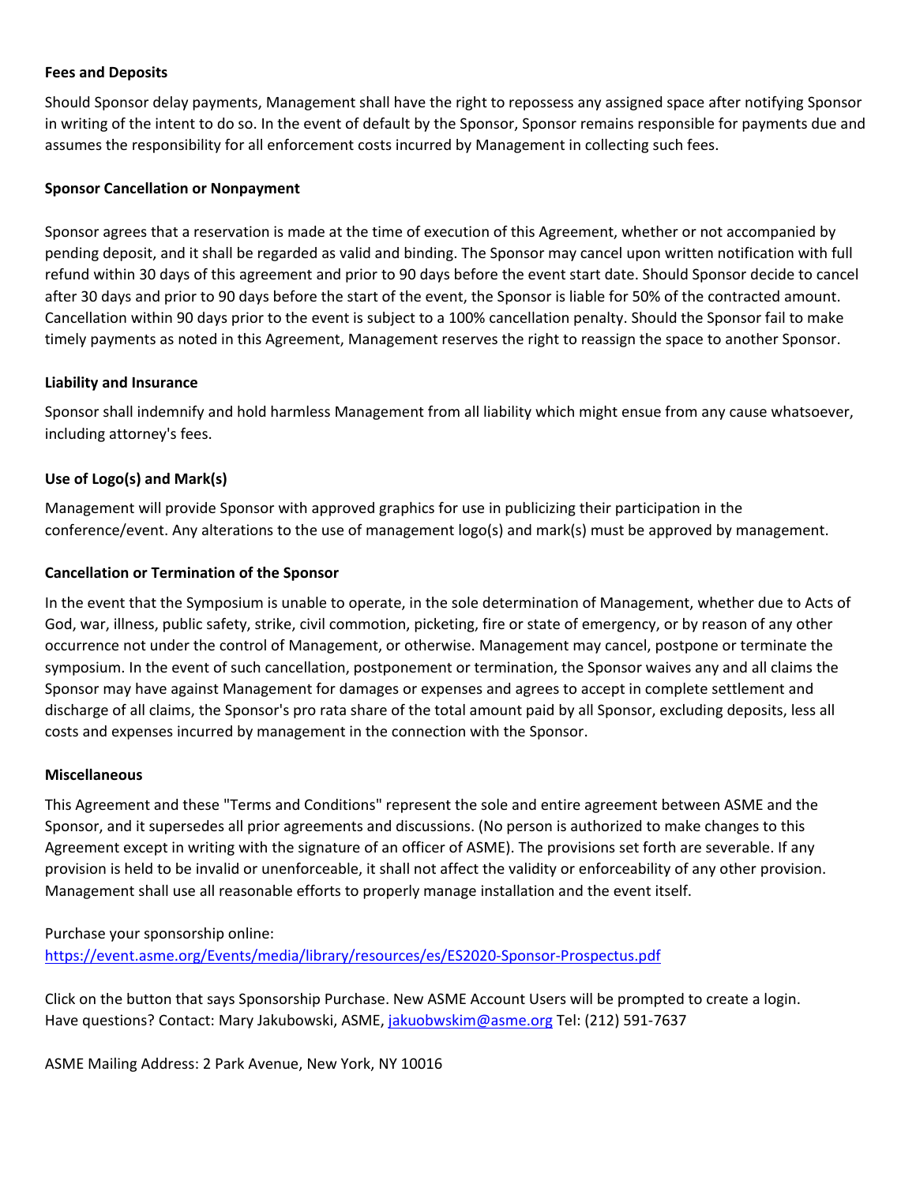**Fees and Deposits**

Should Sponsor delay payments, Management shall have the right to repossess any assigned space after notifying Sponsor in writing of the intent to do so. In the event of default by the Sponsor, Sponsor remains responsible for payments due and assumes the responsibility for all enforcement costs incurred by Management in collecting such fees.

**Sponsor Cancellation or Nonpayment**

Sponsor agrees that a reservation is made at the time of execution of this Agreement, whether or not accompanied by pending deposit, and it shall be regarded as valid and binding. The Sponsor may cancel upon written notification with full refund within 30 days of this agreement and prior to 90 days before the event start date. Should Sponsor decide to cancel after 30 days and prior to 90 days before the start of the event, the Sponsor is liable for 50% of the contracted amount. Cancellation within 90 days prior to the event is subject to a 100% cancellation penalty. Should the Sponsor fail to make timely payments as noted in this Agreement, Management reserves the right to reassign the space to another Sponsor.

**Liability and Insurance**

Sponsor shall indemnify and hold harmless Management from all liability which might ensue from any cause whatsoever, including attorney's fees.

**Use of Logo(s) and Mark(s)**

Management will provide Sponsor with approved graphics for use in publicizing their participation in the conference/event. Any alterations to the use of management logo(s) and mark(s) must be approved by management.

**Cancellation or Termination of the Sponsor**

In the event that the Symposium is unable to operate, in the sole determination of Management, whether due to Acts of God, war, illness, public safety, strike, civil commotion, picketing, fire or state of emergency, or by reason of any other occurrence not under the control of Management, or otherwise. Management may cancel, postpone or terminate the symposium. In the event of such cancellation, postponement or termination, the Sponsor waives any and all claims the Sponsor may have against Management for damages or expenses and agrees to accept in complete settlement and discharge of all claims, the Sponsor's pro rata share of the total amount paid by all Sponsor, excluding deposits, less all costs and expenses incurred by management in the connection with the Sponsor.

**Miscellaneous**

This Agreement and these "Terms and Conditions" represent the sole and entire agreement between ASME and the Sponsor, and it supersedes all prior agreements and discussions. (No person is authorized to make changes to this Agreement except in writing with the signature of an officer of ASME). The provisions set forth are severable. If any provision is held to be invalid or unenforceable, it shall not affect the validity or enforceability of any other provision. Management shall use all reasonable efforts to properly manage installation and the event itself.

Purchase your sponsorship online:
https://event.asme.org/Events/media/library/resources/es/ES2020-Sponsor-Prospectus.pdf

Click on the button that says Sponsorship Purchase. New ASME Account Users will be prompted to create a login.
Have questions? Contact: Mary Jakubowski, ASME, jakuobwskim@asme.org Tel: (212) 591-7637

ASME Mailing Address: 2 Park Avenue, New York, NY 10016